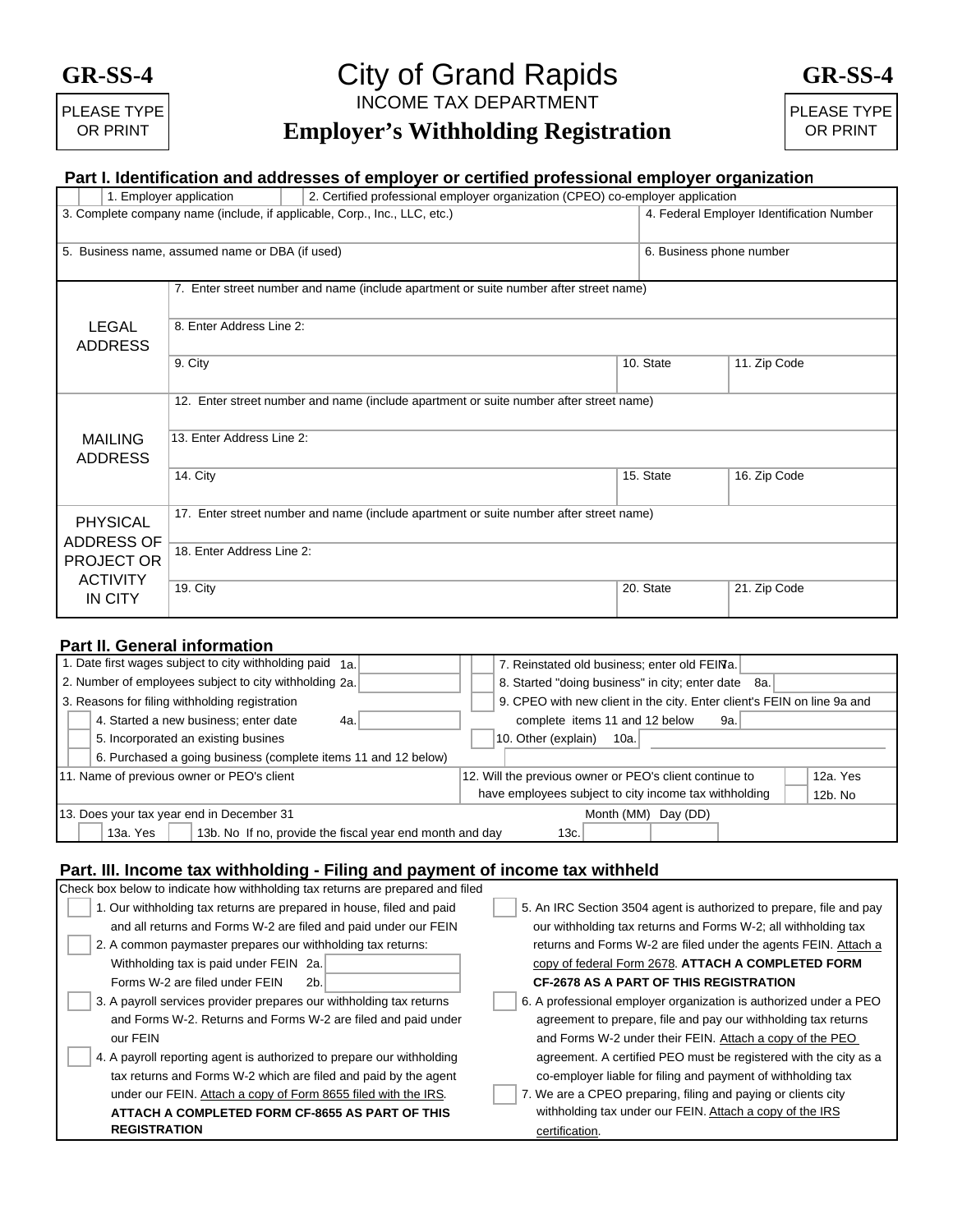# City of Grand Rapids

GR-SS-4

PLEASE TYPE OR PRINT

## INCOME TAX DEPARTMENT

## Employer's Withholding Registration

### Part I. Identification and addresses of employer or certified professional employer organization

| | |
|---|---|
| ☐ 1. Employer application | ☐ 2. Certified professional employer organization (CPEO) co-employer application |
| 3. Complete company name (include, if applicable, Corp., Inc., LLC, etc.) | 4. Federal Employer Identification Number |
| 5. Business name, assumed name or DBA (if used) | 6. Business phone number |

| | | | |
|---|---|---|---|
| LEGAL ADDRESS | 7. Enter street number and name (include apartment or suite number after street name) | | |
| | 8. Enter Address Line 2: | | |
| | 9. City | 10. State | 11. Zip Code |
| MAILING ADDRESS | 12. Enter street number and name (include apartment or suite number after street name) | | |
| | 13. Enter Address Line 2: | | |
| | 14. City | 15. State | 16. Zip Code |
| PHYSICAL ADDRESS OF PROJECT OR ACTIVITY IN CITY | 17. Enter street number and name (include apartment or suite number after street name) | | |
| | 18. Enter Address Line 2: | | |
| | 19. City | 20. State | 21. Zip Code |

### Part II. General information

1. Date first wages subject to city withholding paid 1a. ________
2. Number of employees subject to city withholding 2a. ________
3. Reasons for filing withholding registration
   - ☐ 4. Started a new business; enter date 4a. ________
   - ☐ 5. Incorporated an existing busines
   - ☐ 6. Purchased a going business (complete items 11 and 12 below)
   - ☐ 7. Reinstated old business; enter old FEIN 7a. ________
   - ☐ 8. Started "doing business" in city; enter date 8a. ________
   - ☐ 9. CPEO with new client in the city. Enter client's FEIN on line 9a and complete items 11 and 12 below 9a. ________
   - ☐ 10. Other (explain) 10a. ________

11. Name of previous owner or PEO's client ________

12. Will the previous owner or PEO's client continue to have employees subject to city income tax withholding ☐ 12a. Yes ☐ 12b. No

13. Does your tax year end in December 31
☐ 13a. Yes ☐ 13b. No If no, provide the fiscal year end month and day 13c. Month (MM) ____ Day (DD) ____

### Part. III. Income tax withholding - Filing and payment of income tax withheld

Check box below to indicate how withholding tax returns are prepared and filed

- ☐ 1. Our withholding tax returns are prepared in house, filed and paid and all returns and Forms W-2 are filed and paid under our FEIN
- ☐ 2. A common paymaster prepares our withholding tax returns:
  Withholding tax is paid under FEIN 2a. ________
  Forms W-2 are filed under FEIN 2b. ________
- ☐ 3. A payroll services provider prepares our withholding tax returns and Forms W-2. Returns and Forms W-2 are filed and paid under our FEIN
- ☐ 4. A payroll reporting agent is authorized to prepare our withholding tax returns and Forms W-2 which are filed and paid by the agent under our FEIN. Attach a copy of Form 8655 filed with the IRS. **ATTACH A COMPLETED FORM CF-8655 AS PART OF THIS REGISTRATION**
- ☐ 5. An IRC Section 3504 agent is authorized to prepare, file and pay our withholding tax returns and Forms W-2; all withholding tax returns and Forms W-2 are filed under the agents FEIN. Attach a copy of federal Form 2678. **ATTACH A COMPLETED FORM CF-2678 AS A PART OF THIS REGISTRATION**
- ☐ 6. A professional employer organization is authorized under a PEO agreement to prepare, file and pay our withholding tax returns and Forms W-2 under their FEIN. Attach a copy of the PEO agreement. A certified PEO must be registered with the city as a co-employer liable for filing and payment of withholding tax
- ☐ 7. We are a CPEO preparing, filing and paying or clients city withholding tax under our FEIN. Attach a copy of the IRS certification.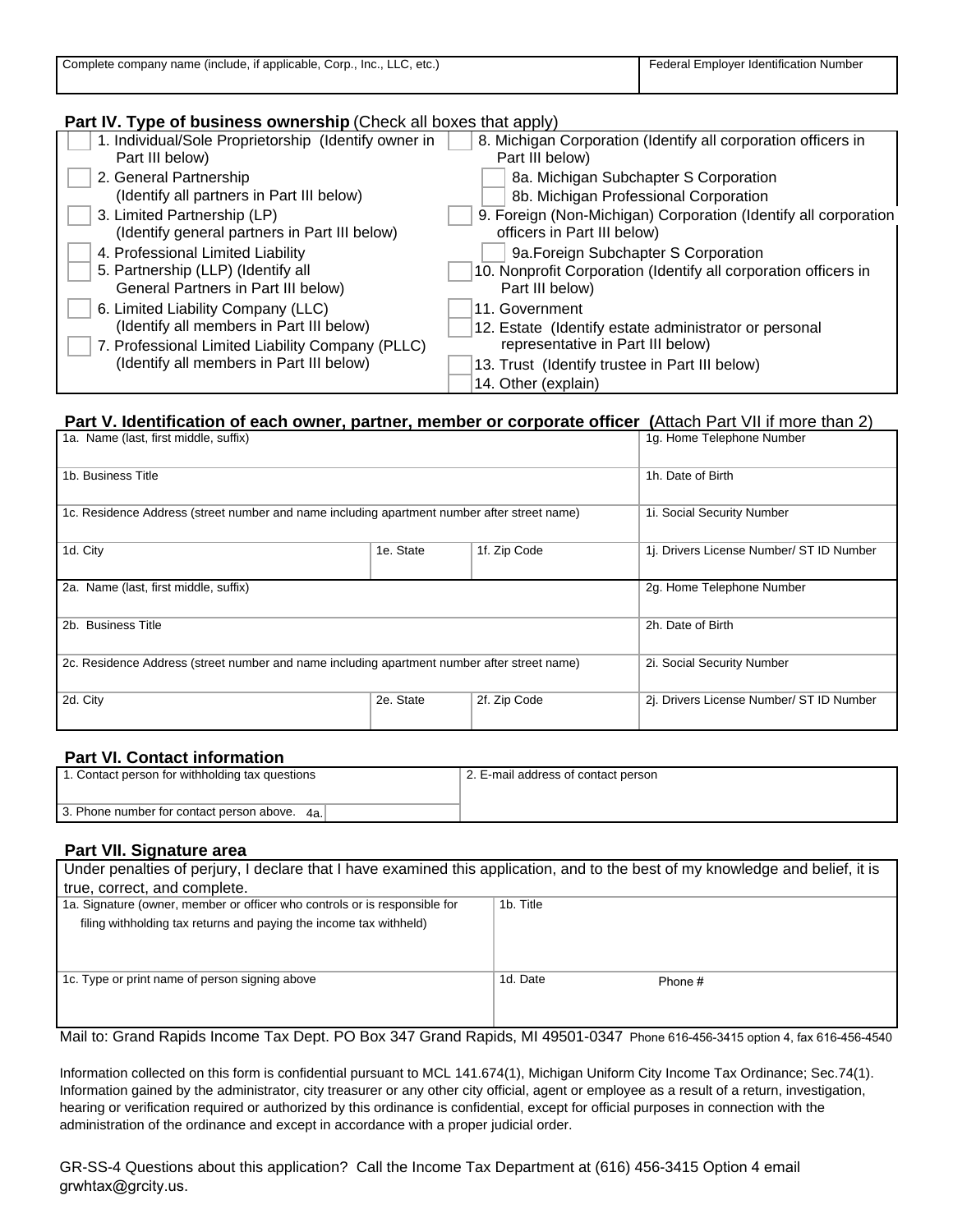| Complete company name (include, if applicable, Corp., Inc., LLC, etc.) | Federal Employer Identification Number |
|---|---|
| | |

**Part IV. Type of business ownership** (Check all boxes that apply)

| | |
|---|---|
| ☐ 1. Individual/Sole Proprietorship (Identify owner in Part III below) | ☐ 8. Michigan Corporation (Identify all corporation officers in Part III below) |
| ☐ 2. General Partnership (Identify all partners in Part III below) | ☐ 8a. Michigan Subchapter S Corporation<br>☐ 8b. Michigan Professional Corporation |
| ☐ 3. Limited Partnership (LP) (Identify general partners in Part III below) | ☐ 9. Foreign (Non-Michigan) Corporation (Identify all corporation officers in Part III below) |
| ☐ 4. Professional Limited Liability<br>☐ 5. Partnership (LLP) (Identify all General Partners in Part III below) | ☐ 9a.Foreign Subchapter S Corporation<br>☐ 10. Nonprofit Corporation (Identify all corporation officers in Part III below) |
| ☐ 6. Limited Liability Company (LLC) (Identify all members in Part III below) | ☐ 11. Government<br>☐ 12. Estate (Identify estate administrator or personal representative in Part III below) |
| ☐ 7. Professional Limited Liability Company (PLLC) (Identify all members in Part III below) | ☐ 13. Trust (Identify trustee in Part III below)<br>☐ 14. Other (explain) |

**Part V. Identification of each owner, partner, member or corporate officer (**Attach Part VII if more than 2)

| | | | |
|---|---|---|---|
| 1a. Name (last, first middle, suffix) | | | 1g. Home Telephone Number |
| 1b. Business Title | | | 1h. Date of Birth |
| 1c. Residence Address (street number and name including apartment number after street name) | | | 1i. Social Security Number |
| 1d. City | 1e. State | 1f. Zip Code | 1j. Drivers License Number/ ST ID Number |
| 2a. Name (last, first middle, suffix) | | | 2g. Home Telephone Number |
| 2b. Business Title | | | 2h. Date of Birth |
| 2c. Residence Address (street number and name including apartment number after street name) | | | 2i. Social Security Number |
| 2d. City | 2e. State | 2f. Zip Code | 2j. Drivers License Number/ ST ID Number |

**Part VI. Contact information**

| | |
|---|---|
| 1. Contact person for withholding tax questions | 2. E-mail address of contact person |
| 3. Phone number for contact person above. 4a. | |

**Part VII. Signature area**

Under penalties of perjury, I declare that I have examined this application, and to the best of my knowledge and belief, it is true, correct, and complete.

| | |
|---|---|
| 1a. Signature (owner, member or officer who controls or is responsible for filing withholding tax returns and paying the income tax withheld) | 1b. Title |
| 1c. Type or print name of person signing above | 1d. Date Phone # |

Mail to: Grand Rapids Income Tax Dept. PO Box 347 Grand Rapids, MI 49501-0347 Phone 616-456-3415 option 4, fax 616-456-4540

Information collected on this form is confidential pursuant to MCL 141.674(1), Michigan Uniform City Income Tax Ordinance; Sec.74(1). Information gained by the administrator, city treasurer or any other city official, agent or employee as a result of a return, investigation, hearing or verification required or authorized by this ordinance is confidential, except for official purposes in connection with the administration of the ordinance and except in accordance with a proper judicial order.

GR-SS-4 Questions about this application? Call the Income Tax Department at (616) 456-3415 Option 4 email grwhtax@grcity.us.